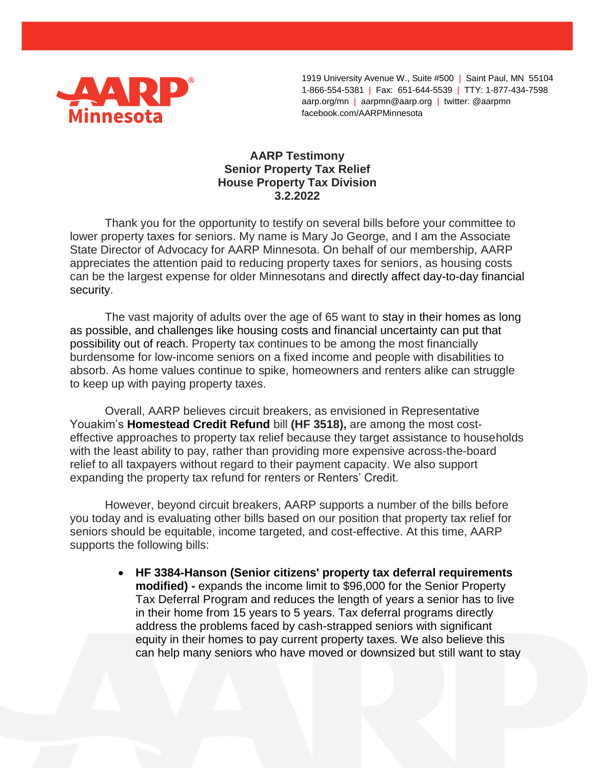AARP Minnesota

1919 University Avenue W., Suite #500 | Saint Paul, MN 55104
1-866-554-5381 | Fax: 651-644-5539 | TTY: 1-877-434-7598
aarp.org/mn | aarpmn@aarp.org | twitter: @aarpmn
facebook.com/AARPMinnesota

**AARP Testimony**
**Senior Property Tax Relief**
**House Property Tax Division**
**3.2.2022**

Thank you for the opportunity to testify on several bills before your committee to lower property taxes for seniors. My name is Mary Jo George, and I am the Associate State Director of Advocacy for AARP Minnesota. On behalf of our membership, AARP appreciates the attention paid to reducing property taxes for seniors, as housing costs can be the largest expense for older Minnesotans and directly affect day-to-day financial security.

The vast majority of adults over the age of 65 want to stay in their homes as long as possible, and challenges like housing costs and financial uncertainty can put that possibility out of reach. Property tax continues to be among the most financially burdensome for low-income seniors on a fixed income and people with disabilities to absorb. As home values continue to spike, homeowners and renters alike can struggle to keep up with paying property taxes.

Overall, AARP believes circuit breakers, as envisioned in Representative Youakim's **Homestead Credit Refund** bill **(HF 3518),** are among the most cost-effective approaches to property tax relief because they target assistance to households with the least ability to pay, rather than providing more expensive across-the-board relief to all taxpayers without regard to their payment capacity. We also support expanding the property tax refund for renters or Renters' Credit.

However, beyond circuit breakers, AARP supports a number of the bills before you today and is evaluating other bills based on our position that property tax relief for seniors should be equitable, income targeted, and cost-effective. At this time, AARP supports the following bills:

- **HF 3384-Hanson (Senior citizens' property tax deferral requirements modified) -** expands the income limit to $96,000 for the Senior Property Tax Deferral Program and reduces the length of years a senior has to live in their home from 15 years to 5 years. Tax deferral programs directly address the problems faced by cash-strapped seniors with significant equity in their homes to pay current property taxes. We also believe this can help many seniors who have moved or downsized but still want to stay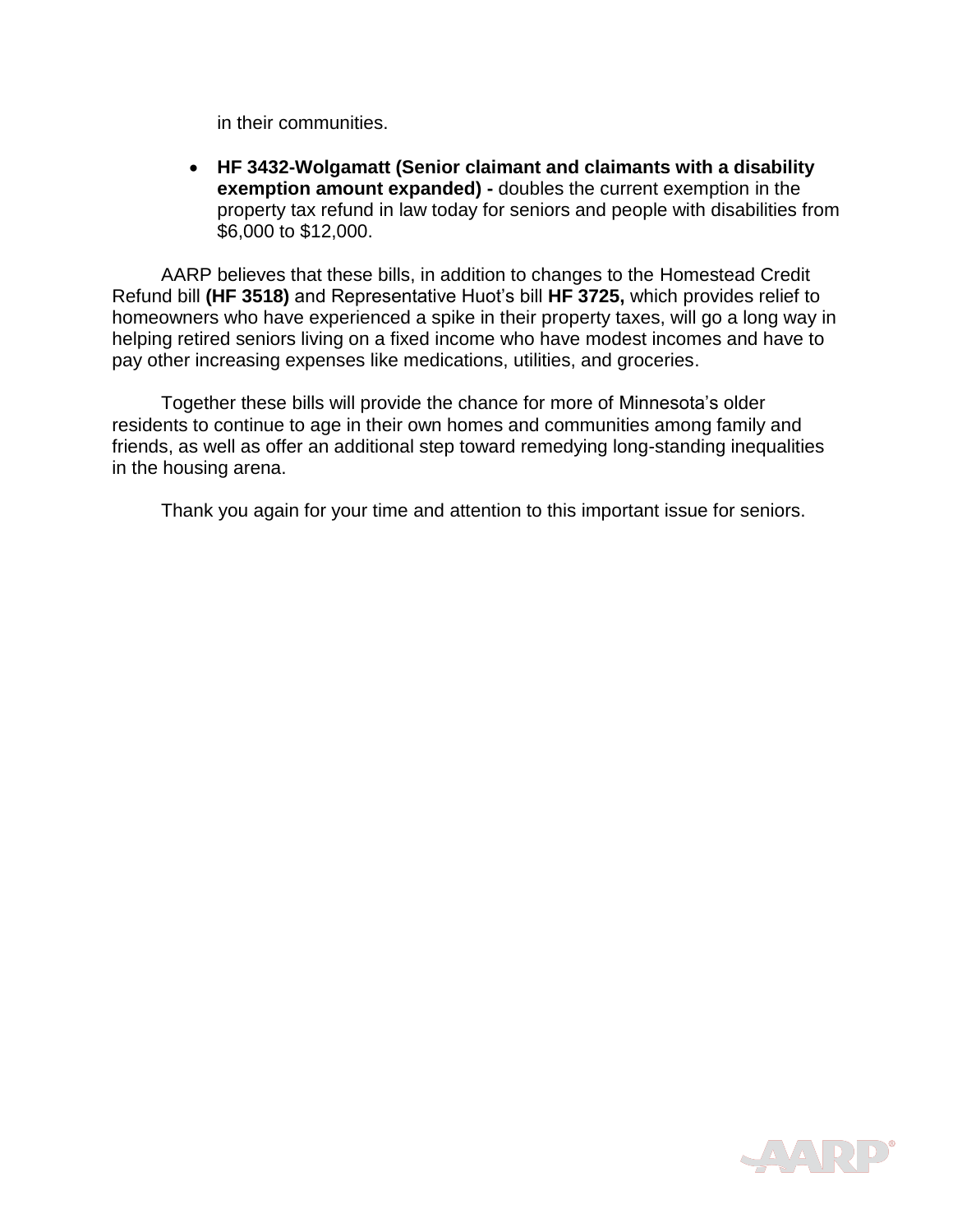in their communities.

- **HF 3432-Wolgamatt (Senior claimant and claimants with a disability exemption amount expanded) -** doubles the current exemption in the property tax refund in law today for seniors and people with disabilities from $6,000 to $12,000.

AARP believes that these bills, in addition to changes to the Homestead Credit Refund bill **(HF 3518)** and Representative Huot's bill **HF 3725,** which provides relief to homeowners who have experienced a spike in their property taxes, will go a long way in helping retired seniors living on a fixed income who have modest incomes and have to pay other increasing expenses like medications, utilities, and groceries.

Together these bills will provide the chance for more of Minnesota's older residents to continue to age in their own homes and communities among family and friends, as well as offer an additional step toward remedying long-standing inequalities in the housing arena.

Thank you again for your time and attention to this important issue for seniors.